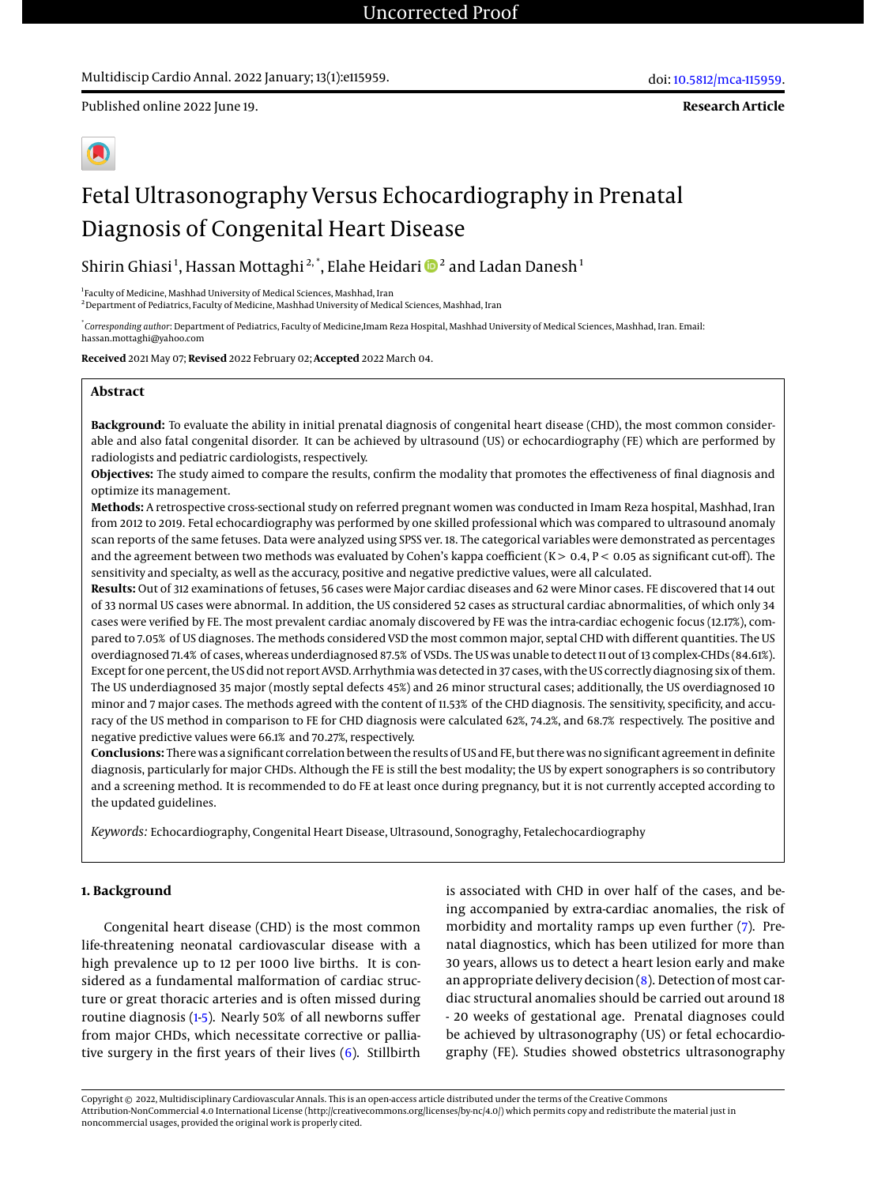Uncorrected Proof

Published online 2022 June 19.

**Research Article**

# Fetal Ultrasonography Versus Echocardiography in Prenatal Diagnosis of Congenital Heart Disease

Shirin Ghiasi[1], Hassan Mottaghi[2,*], Elahe Heidari[2] and Ladan Danesh[1]

[1]Faculty of Medicine, Mashhad University of Medical Sciences, Mashhad, Iran
[2]Department of Pediatrics, Faculty of Medicine, Mashhad University of Medical Sciences, Mashhad, Iran

[*]*Corresponding author*: Department of Pediatrics, Faculty of Medicine,Imam Reza Hospital, Mashhad University of Medical Sciences, Mashhad, Iran. Email: hassan.mottaghi@yahoo.com

**Received** 2021 May 07; **Revised** 2022 February 02; **Accepted** 2022 March 04.

## Abstract

**Background:** To evaluate the ability in initial prenatal diagnosis of congenital heart disease (CHD), the most common considerable and also fatal congenital disorder. It can be achieved by ultrasound (US) or echocardiography (FE) which are performed by radiologists and pediatric cardiologists, respectively.

**Objectives:** The study aimed to compare the results, confirm the modality that promotes the effectiveness of final diagnosis and optimize its management.

**Methods:** A retrospective cross-sectional study on referred pregnant women was conducted in Imam Reza hospital, Mashhad, Iran from 2012 to 2019. Fetal echocardiography was performed by one skilled professional which was compared to ultrasound anomaly scan reports of the same fetuses. Data were analyzed using SPSS ver. 18. The categorical variables were demonstrated as percentages and the agreement between two methods was evaluated by Cohen's kappa coefficient ($K > 0.4$, $P < 0.05$ as significant cut-off). The sensitivity and specialty, as well as the accuracy, positive and negative predictive values, were all calculated.

**Results:** Out of 312 examinations of fetuses, 56 cases were Major cardiac diseases and 62 were Minor cases. FE discovered that 14 out of 33 normal US cases were abnormal. In addition, the US considered 52 cases as structural cardiac abnormalities, of which only 34 cases were verified by FE. The most prevalent cardiac anomaly discovered by FE was the intra-cardiac echogenic focus (12.17%), compared to 7.05% of US diagnoses. The methods considered VSD the most common major, septal CHD with different quantities. The US overdiagnosed 71.4% of cases, whereas underdiagnosed 87.5% of VSDs. The US was unable to detect 11 out of 13 complex-CHDs (84.61%). Except for one percent, the US did not report AVSD. Arrhythmia was detected in 37 cases, with the US correctly diagnosing six of them. The US underdiagnosed 35 major (mostly septal defects 45%) and 26 minor structural cases; additionally, the US overdiagnosed 10 minor and 7 major cases. The methods agreed with the content of 11.53% of the CHD diagnosis. The sensitivity, specificity, and accuracy of the US method in comparison to FE for CHD diagnosis were calculated 62%, 74.2%, and 68.7% respectively. The positive and negative predictive values were 66.1% and 70.27%, respectively.

**Conclusions:** There was a significant correlation between the results of US and FE, but there was no significant agreement in definite diagnosis, particularly for major CHDs. Although the FE is still the best modality; the US by expert sonographers is so contributory and a screening method. It is recommended to do FE at least once during pregnancy, but it is not currently accepted according to the updated guidelines.

*Keywords:* Echocardiography, Congenital Heart Disease, Ultrasound, Sonograghy, Fetalechocardiography

## 1. Background

Congenital heart disease (CHD) is the most common life-threatening neonatal cardiovascular disease with a high prevalence up to 12 per 1000 live births. It is considered as a fundamental malformation of cardiac structure or great thoracic arteries and is often missed during routine diagnosis (1-5). Nearly 50% of all newborns suffer from major CHDs, which necessitate corrective or palliative surgery in the first years of their lives (6). Stillbirth is associated with CHD in over half of the cases, and being accompanied by extra-cardiac anomalies, the risk of morbidity and mortality ramps up even further (7). Prenatal diagnostics, which has been utilized for more than 30 years, allows us to detect a heart lesion early and make an appropriate delivery decision (8). Detection of most cardiac structural anomalies should be carried out around 18 - 20 weeks of gestational age. Prenatal diagnoses could be achieved by ultrasonography (US) or fetal echocardiography (FE). Studies showed obstetrics ultrasonography

Copyright © 2022, Multidisciplinary Cardiovascular Annals. This is an open-access article distributed under the terms of the Creative Commons Attribution-NonCommercial 4.0 International License (http://creativecommons.org/licenses/by-nc/4.0/) which permits copy and redistribute the material just in noncommercial usages, provided the original work is properly cited.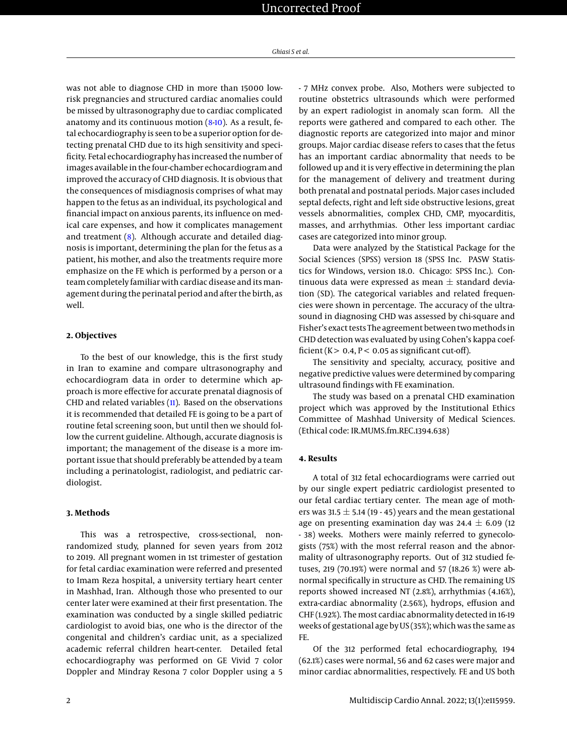was not able to diagnose CHD in more than 15000 low-risk pregnancies and structured cardiac anomalies could be missed by ultrasonography due to cardiac complicated anatomy and its continuous motion (8-10). As a result, fetal echocardiography is seen to be a superior option for detecting prenatal CHD due to its high sensitivity and specificity. Fetal echocardiography has increased the number of images available in the four-chamber echocardiogram and improved the accuracy of CHD diagnosis. It is obvious that the consequences of misdiagnosis comprises of what may happen to the fetus as an individual, its psychological and financial impact on anxious parents, its influence on medical care expenses, and how it complicates management and treatment (8). Although accurate and detailed diagnosis is important, determining the plan for the fetus as a patient, his mother, and also the treatments require more emphasize on the FE which is performed by a person or a team completely familiar with cardiac disease and its management during the perinatal period and after the birth, as well.

## 2. Objectives

To the best of our knowledge, this is the first study in Iran to examine and compare ultrasonography and echocardiogram data in order to determine which approach is more effective for accurate prenatal diagnosis of CHD and related variables (11). Based on the observations it is recommended that detailed FE is going to be a part of routine fetal screening soon, but until then we should follow the current guideline. Although, accurate diagnosis is important; the management of the disease is a more important issue that should preferably be attended by a team including a perinatologist, radiologist, and pediatric cardiologist.

## 3. Methods

This was a retrospective, cross-sectional, non-randomized study, planned for seven years from 2012 to 2019. All pregnant women in 1st trimester of gestation for fetal cardiac examination were referred and presented to Imam Reza hospital, a university tertiary heart center in Mashhad, Iran. Although those who presented to our center later were examined at their first presentation. The examination was conducted by a single skilled pediatric cardiologist to avoid bias, one who is the director of the congenital and children's cardiac unit, as a specialized academic referral children heart-center. Detailed fetal echocardiography was performed on GE Vivid 7 color Doppler and Mindray Resona 7 color Doppler using a 5 - 7 MHz convex probe. Also, Mothers were subjected to routine obstetrics ultrasounds which were performed by an expert radiologist in anomaly scan form. All the reports were gathered and compared to each other. The diagnostic reports are categorized into major and minor groups. Major cardiac disease refers to cases that the fetus has an important cardiac abnormality that needs to be followed up and it is very effective in determining the plan for the management of delivery and treatment during both prenatal and postnatal periods. Major cases included septal defects, right and left side obstructive lesions, great vessels abnormalities, complex CHD, CMP, myocarditis, masses, and arrhythmias. Other less important cardiac cases are categorized into minor group.

Data were analyzed by the Statistical Package for the Social Sciences (SPSS) version 18 (SPSS Inc. PASW Statistics for Windows, version 18.0. Chicago: SPSS Inc.). Continuous data were expressed as mean $\pm$ standard deviation (SD). The categorical variables and related frequencies were shown in percentage. The accuracy of the ultrasound in diagnosing CHD was assessed by chi-square and Fisher's exact tests The agreement between two methods in CHD detection was evaluated by using Cohen's kappa coefficient ($K > 0.4$, $P < 0.05$ as significant cut-off).

The sensitivity and specialty, accuracy, positive and negative predictive values were determined by comparing ultrasound findings with FE examination.

The study was based on a prenatal CHD examination project which was approved by the Institutional Ethics Committee of Mashhad University of Medical Sciences. (Ethical code: IR.MUMS.fm.REC.1394.638)

## 4. Results

A total of 312 fetal echocardiograms were carried out by our single expert pediatric cardiologist presented to our fetal cardiac tertiary center. The mean age of mothers was 31.5 $\pm$ 5.14 (19 - 45) years and the mean gestational age on presenting examination day was 24.4 $\pm$ 6.09 (12 - 38) weeks. Mothers were mainly referred to gynecologists (75%) with the most referral reason and the abnormality of ultrasonography reports. Out of 312 studied fetuses, 219 (70.19%) were normal and 57 (18.26 %) were abnormal specifically in structure as CHD. The remaining US reports showed increased NT (2.8%), arrhythmias (4.16%), extra-cardiac abnormality (2.56%), hydrops, effusion and CHF (1.92%). The most cardiac abnormality detected in 16-19 weeks of gestational age by US (35%); which was the same as FE.

Of the 312 performed fetal echocardiography, 194 (62.1%) cases were normal, 56 and 62 cases were major and minor cardiac abnormalities, respectively. FE and US both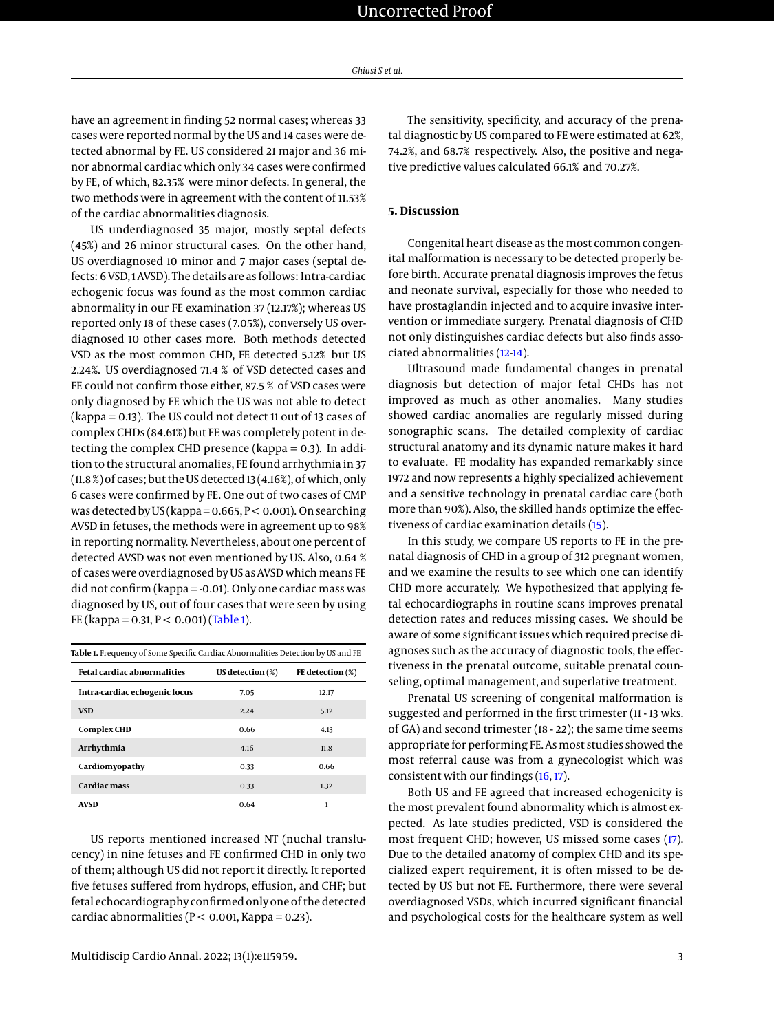have an agreement in finding 52 normal cases; whereas 33 cases were reported normal by the US and 14 cases were detected abnormal by FE. US considered 21 major and 36 minor abnormal cardiac which only 34 cases were confirmed by FE, of which, 82.35% were minor defects. In general, the two methods were in agreement with the content of 11.53% of the cardiac abnormalities diagnosis.

US underdiagnosed 35 major, mostly septal defects (45%) and 26 minor structural cases. On the other hand, US overdiagnosed 10 minor and 7 major cases (septal defects: 6 VSD, 1 AVSD). The details are as follows: Intra-cardiac echogenic focus was found as the most common cardiac abnormality in our FE examination 37 (12.17%); whereas US reported only 18 of these cases (7.05%), conversely US overdiagnosed 10 other cases more. Both methods detected VSD as the most common CHD, FE detected 5.12% but US 2.24%. US overdiagnosed 71.4 % of VSD detected cases and FE could not confirm those either, 87.5 % of VSD cases were only diagnosed by FE which the US was not able to detect (kappa = 0.13). The US could not detect 11 out of 13 cases of complex CHDs (84.61%) but FE was completely potent in detecting the complex CHD presence (kappa = 0.3). In addition to the structural anomalies, FE found arrhythmia in 37 (11.8 %) of cases; but the US detected 13 (4.16%), of which, only 6 cases were confirmed by FE. One out of two cases of CMP was detected by US (kappa = 0.665, $P < 0.001$). On searching AVSD in fetuses, the methods were in agreement up to 98% in reporting normality. Nevertheless, about one percent of detected AVSD was not even mentioned by US. Also, 0.64 % of cases were overdiagnosed by US as AVSD which means FE did not confirm (kappa = -0.01). Only one cardiac mass was diagnosed by US, out of four cases that were seen by using FE (kappa = 0.31, $P < 0.001$) (Table 1).

**Table 1.** Frequency of Some Specific Cardiac Abnormalities Detection by US and FE

| Fetal cardiac abnormalities | US detection (%) | FE detection (%) |
|---|---|---|
| Intra-cardiac echogenic focus | 7.05 | 12.17 |
| VSD | 2.24 | 5.12 |
| Complex CHD | 0.66 | 4.13 |
| Arrhythmia | 4.16 | 11.8 |
| Cardiomyopathy | 0.33 | 0.66 |
| Cardiac mass | 0.33 | 1.32 |
| AVSD | 0.64 | 1 |

US reports mentioned increased NT (nuchal translucency) in nine fetuses and FE confirmed CHD in only two of them; although US did not report it directly. It reported five fetuses suffered from hydrops, effusion, and CHF; but fetal echocardiography confirmed only one of the detected cardiac abnormalities ($P < 0.001$, Kappa = 0.23).

The sensitivity, specificity, and accuracy of the prenatal diagnostic by US compared to FE were estimated at 62%, 74.2%, and 68.7% respectively. Also, the positive and negative predictive values calculated 66.1% and 70.27%.

## 5. Discussion

Congenital heart disease as the most common congenital malformation is necessary to be detected properly before birth. Accurate prenatal diagnosis improves the fetus and neonate survival, especially for those who needed to have prostaglandin injected and to acquire invasive intervention or immediate surgery. Prenatal diagnosis of CHD not only distinguishes cardiac defects but also finds associated abnormalities (12-14).

Ultrasound made fundamental changes in prenatal diagnosis but detection of major fetal CHDs has not improved as much as other anomalies. Many studies showed cardiac anomalies are regularly missed during sonographic scans. The detailed complexity of cardiac structural anatomy and its dynamic nature makes it hard to evaluate. FE modality has expanded remarkably since 1972 and now represents a highly specialized achievement and a sensitive technology in prenatal cardiac care (both more than 90%). Also, the skilled hands optimize the effectiveness of cardiac examination details (15).

In this study, we compare US reports to FE in the prenatal diagnosis of CHD in a group of 312 pregnant women, and we examine the results to see which one can identify CHD more accurately. We hypothesized that applying fetal echocardiographs in routine scans improves prenatal detection rates and reduces missing cases. We should be aware of some significant issues which required precise diagnoses such as the accuracy of diagnostic tools, the effectiveness in the prenatal outcome, suitable prenatal counseling, optimal management, and superlative treatment.

Prenatal US screening of congenital malformation is suggested and performed in the first trimester (11 - 13 wks. of GA) and second trimester (18 - 22); the same time seems appropriate for performing FE. As most studies showed the most referral cause was from a gynecologist which was consistent with our findings (16, 17).

Both US and FE agreed that increased echogenicity is the most prevalent found abnormality which is almost expected. As late studies predicted, VSD is considered the most frequent CHD; however, US missed some cases (17). Due to the detailed anatomy of complex CHD and its specialized expert requirement, it is often missed to be detected by US but not FE. Furthermore, there were several overdiagnosed VSDs, which incurred significant financial and psychological costs for the healthcare system as well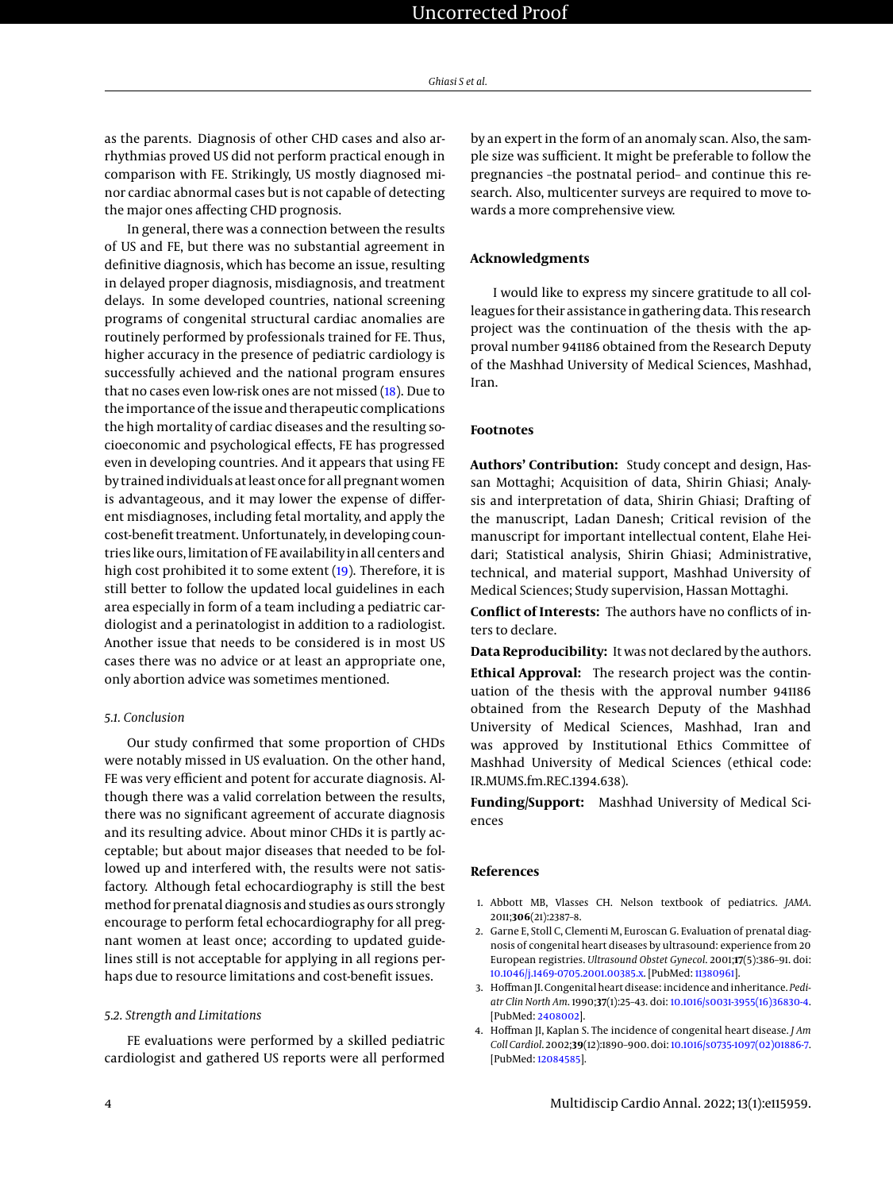as the parents. Diagnosis of other CHD cases and also arrhythmias proved US did not perform practical enough in comparison with FE. Strikingly, US mostly diagnosed minor cardiac abnormal cases but is not capable of detecting the major ones affecting CHD prognosis.

In general, there was a connection between the results of US and FE, but there was no substantial agreement in definitive diagnosis, which has become an issue, resulting in delayed proper diagnosis, misdiagnosis, and treatment delays. In some developed countries, national screening programs of congenital structural cardiac anomalies are routinely performed by professionals trained for FE. Thus, higher accuracy in the presence of pediatric cardiology is successfully achieved and the national program ensures that no cases even low-risk ones are not missed (18). Due to the importance of the issue and therapeutic complications the high mortality of cardiac diseases and the resulting socioeconomic and psychological effects, FE has progressed even in developing countries. And it appears that using FE by trained individuals at least once for all pregnant women is advantageous, and it may lower the expense of different misdiagnoses, including fetal mortality, and apply the cost-benefit treatment. Unfortunately, in developing countries like ours, limitation of FE availability in all centers and high cost prohibited it to some extent (19). Therefore, it is still better to follow the updated local guidelines in each area especially in form of a team including a pediatric cardiologist and a perinatologist in addition to a radiologist. Another issue that needs to be considered is in most US cases there was no advice or at least an appropriate one, only abortion advice was sometimes mentioned.

### 5.1. Conclusion

Our study confirmed that some proportion of CHDs were notably missed in US evaluation. On the other hand, FE was very efficient and potent for accurate diagnosis. Although there was a valid correlation between the results, there was no significant agreement of accurate diagnosis and its resulting advice. About minor CHDs it is partly acceptable; but about major diseases that needed to be followed up and interfered with, the results were not satisfactory. Although fetal echocardiography is still the best method for prenatal diagnosis and studies as ours strongly encourage to perform fetal echocardiography for all pregnant women at least once; according to updated guidelines still is not acceptable for applying in all regions perhaps due to resource limitations and cost-benefit issues.

### 5.2. Strength and Limitations

FE evaluations were performed by a skilled pediatric cardiologist and gathered US reports were all performed by an expert in the form of an anomaly scan. Also, the sample size was sufficient. It might be preferable to follow the pregnancies –the postnatal period– and continue this research. Also, multicenter surveys are required to move towards a more comprehensive view.

## Acknowledgments

I would like to express my sincere gratitude to all colleagues for their assistance in gathering data. This research project was the continuation of the thesis with the approval number 941186 obtained from the Research Deputy of the Mashhad University of Medical Sciences, Mashhad, Iran.

## Footnotes

**Authors' Contribution:** Study concept and design, Hassan Mottaghi; Acquisition of data, Shirin Ghiasi; Analysis and interpretation of data, Shirin Ghiasi; Drafting of the manuscript, Ladan Danesh; Critical revision of the manuscript for important intellectual content, Elahe Heidari; Statistical analysis, Shirin Ghiasi; Administrative, technical, and material support, Mashhad University of Medical Sciences; Study supervision, Hassan Mottaghi.

**Conflict of Interests:** The authors have no conflicts of inters to declare.

**Data Reproducibility:** It was not declared by the authors.

**Ethical Approval:** The research project was the continuation of the thesis with the approval number 941186 obtained from the Research Deputy of the Mashhad University of Medical Sciences, Mashhad, Iran and was approved by Institutional Ethics Committee of Mashhad University of Medical Sciences (ethical code: IR.MUMS.fm.REC.1394.638).

**Funding/Support:** Mashhad University of Medical Sciences

## References

1. Abbott MB, Vlasses CH. Nelson textbook of pediatrics. *JAMA*. 2011;**306**(21):2387–8.
2. Garne E, Stoll C, Clementi M, Euroscan G. Evaluation of prenatal diagnosis of congenital heart diseases by ultrasound: experience from 20 European registries. *Ultrasound Obstet Gynecol*. 2001;**17**(5):386–91. doi: 10.1046/j.1469-0705.2001.00385.x. [PubMed: 11380961].
3. Hoffman JI. Congenital heart disease: incidence and inheritance. *Pediatr Clin North Am*. 1990;**37**(1):25–43. doi: 10.1016/s0031-3955(16)36830-4. [PubMed: 2408002].
4. Hoffman JI, Kaplan S. The incidence of congenital heart disease. *J Am Coll Cardiol*. 2002;**39**(12):1890–900. doi: 10.1016/s0735-1097(02)01886-7. [PubMed: 12084585].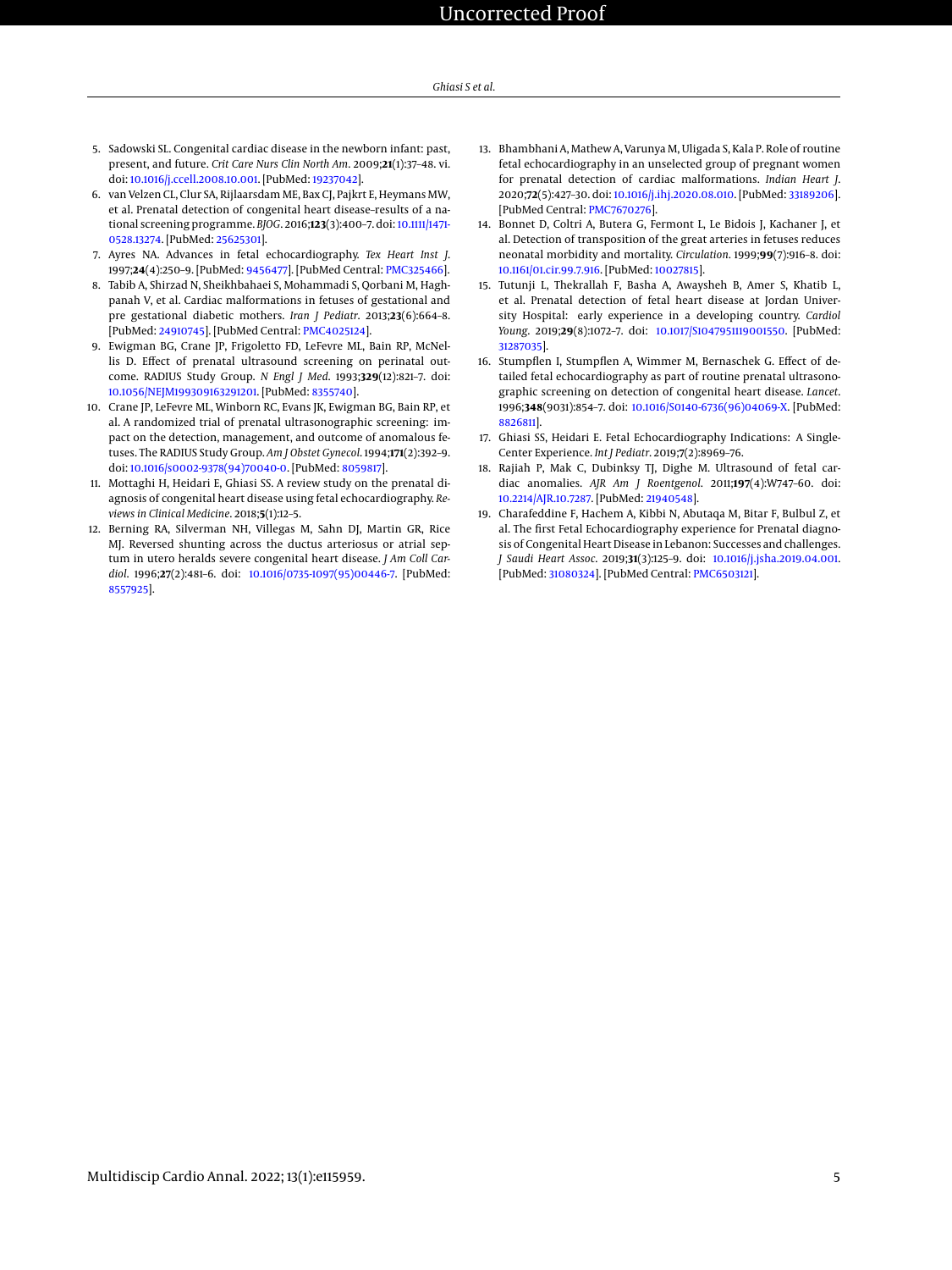5. Sadowski SL. Congenital cardiac disease in the newborn infant: past, present, and future. *Crit Care Nurs Clin North Am*. 2009;**21**(1):37–48. vi. doi: 10.1016/j.ccell.2008.10.001. [PubMed: 19237042].
6. van Velzen CL, Clur SA, Rijlaarsdam ME, Bax CJ, Pajkrt E, Heymans MW, et al. Prenatal detection of congenital heart disease–results of a national screening programme. *BJOG*. 2016;**123**(3):400–7. doi: 10.1111/1471-0528.13274. [PubMed: 25625301].
7. Ayres NA. Advances in fetal echocardiography. *Tex Heart Inst J*. 1997;**24**(4):250–9. [PubMed: 9456477]. [PubMed Central: PMC325466].
8. Tabib A, Shirzad N, Sheikhbahaei S, Mohammadi S, Qorbani M, Haghpanah V, et al. Cardiac malformations in fetuses of gestational and pre gestational diabetic mothers. *Iran J Pediatr*. 2013;**23**(6):664–8. [PubMed: 24910745]. [PubMed Central: PMC4025124].
9. Ewigman BG, Crane JP, Frigoletto FD, LeFevre ML, Bain RP, McNellis D. Effect of prenatal ultrasound screening on perinatal outcome. RADIUS Study Group. *N Engl J Med*. 1993;**329**(12):821–7. doi: 10.1056/NEJM199309163291201. [PubMed: 8355740].
10. Crane JP, LeFevre ML, Winborn RC, Evans JK, Ewigman BG, Bain RP, et al. A randomized trial of prenatal ultrasonographic screening: impact on the detection, management, and outcome of anomalous fetuses. The RADIUS Study Group. *Am J Obstet Gynecol*. 1994;**171**(2):392–9. doi: 10.1016/s0002-9378(94)70040-0. [PubMed: 8059817].
11. Mottaghi H, Heidari E, Ghiasi SS. A review study on the prenatal diagnosis of congenital heart disease using fetal echocardiography. *Reviews in Clinical Medicine*. 2018;**5**(1):12–5.
12. Berning RA, Silverman NH, Villegas M, Sahn DJ, Martin GR, Rice MJ. Reversed shunting across the ductus arteriosus or atrial septum in utero heralds severe congenital heart disease. *J Am Coll Cardiol*. 1996;**27**(2):481–6. doi: 10.1016/0735-1097(95)00446-7. [PubMed: 8557925].
13. Bhambhani A, Mathew A, Varunya M, Uligada S, Kala P. Role of routine fetal echocardiography in an unselected group of pregnant women for prenatal detection of cardiac malformations. *Indian Heart J*. 2020;**72**(5):427–30. doi: 10.1016/j.ihj.2020.08.010. [PubMed: 33189206]. [PubMed Central: PMC7670276].
14. Bonnet D, Coltri A, Butera G, Fermont L, Le Bidois J, Kachaner J, et al. Detection of transposition of the great arteries in fetuses reduces neonatal morbidity and mortality. *Circulation*. 1999;**99**(7):916–8. doi: 10.1161/01.cir.99.7.916. [PubMed: 10027815].
15. Tutunji L, Thekrallah F, Basha A, Awaysheh B, Amer S, Khatib L, et al. Prenatal detection of fetal heart disease at Jordan University Hospital: early experience in a developing country. *Cardiol Young*. 2019;**29**(8):1072–7. doi: 10.1017/S1047951119001550. [PubMed: 31287035].
16. Stumpflen I, Stumpflen A, Wimmer M, Bernaschek G. Effect of detailed fetal echocardiography as part of routine prenatal ultrasonographic screening on detection of congenital heart disease. *Lancet*. 1996;**348**(9031):854–7. doi: 10.1016/S0140-6736(96)04069-X. [PubMed: 8826811].
17. Ghiasi SS, Heidari E. Fetal Echocardiography Indications: A Single-Center Experience. *Int J Pediatr*. 2019;**7**(2):8969–76.
18. Rajiah P, Mak C, Dubinksy TJ, Dighe M. Ultrasound of fetal cardiac anomalies. *AJR Am J Roentgenol*. 2011;**197**(4):W747–60. doi: 10.2214/AJR.10.7287. [PubMed: 21940548].
19. Charafeddine F, Hachem A, Kibbi N, Abutaqa M, Bitar F, Bulbul Z, et al. The first Fetal Echocardiography experience for Prenatal diagnosis of Congenital Heart Disease in Lebanon: Successes and challenges. *J Saudi Heart Assoc*. 2019;**31**(3):125–9. doi: 10.1016/j.jsha.2019.04.001. [PubMed: 31080324]. [PubMed Central: PMC6503121].